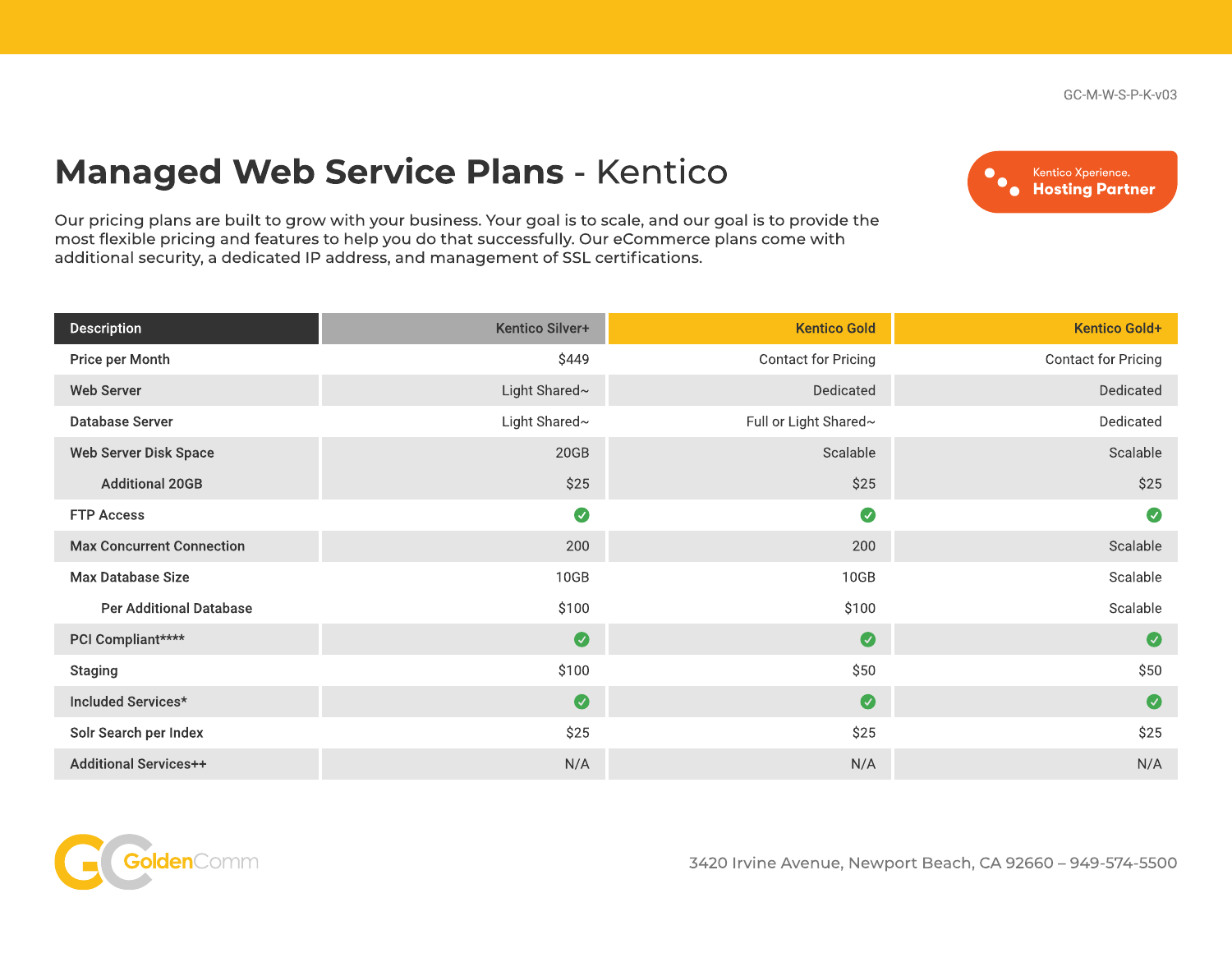GC-M-W-S-P-K-v03

# Managed Web Service Plans - Kentico

Kentico Xperience. **Hosting Partner**

Our pricing plans are built to grow with your business. Your goal is to scale, and our goal is to provide the most flexible pricing and features to help you do that successfully. Our eCommerce plans come with additional security, a dedicated IP address, and management of SSL certifications.

| Description | Kentico Silver+ | Kentico Gold | Kentico Gold+ |
|---|---|---|---|
| Price per Month | $449 | Contact for Pricing | Contact for Pricing |
| Web Server | Light Shared~ | Dedicated | Dedicated |
| Database Server | Light Shared~ | Full or Light Shared~ | Dedicated |
| Web Server Disk Space | 20GB | Scalable | Scalable |
| Additional 20GB | $25 | $25 | $25 |
| FTP Access | ✓ | ✓ | ✓ |
| Max Concurrent Connection | 200 | 200 | Scalable |
| Max Database Size | 10GB | 10GB | Scalable |
| Per Additional Database | $100 | $100 | Scalable |
| PCI Compliant**** | ✓ | ✓ | ✓ |
| Staging | $100 | $50 | $50 |
| Included Services* | ✓ | ✓ | ✓ |
| Solr Search per Index | $25 | $25 | $25 |
| Additional Services++ | N/A | N/A | N/A |

GoldenComm

3420 Irvine Avenue, Newport Beach, CA 92660 – 949-574-5500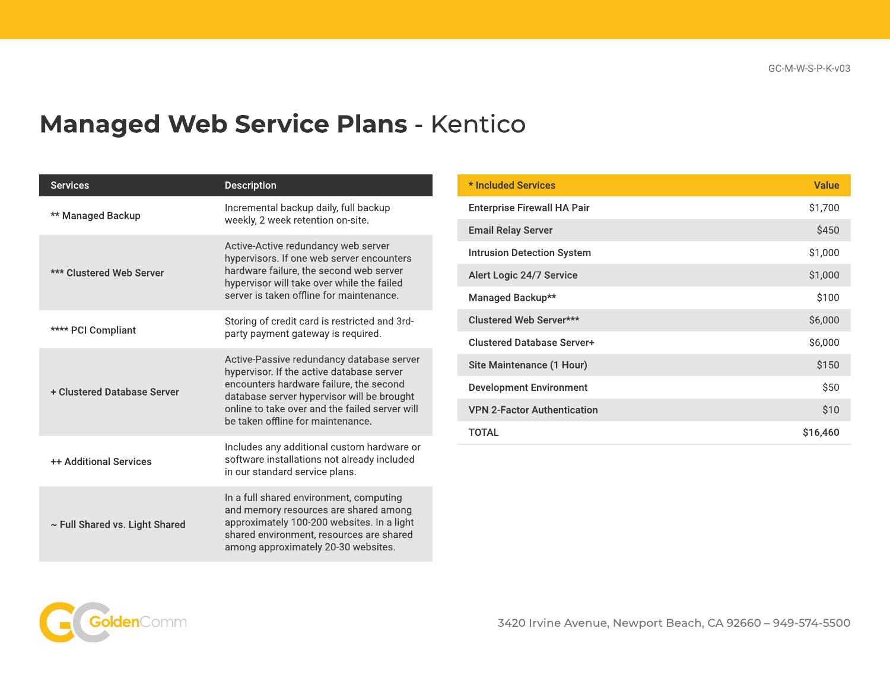GC-M-W-S-P-K-v03

# Managed Web Service Plans - Kentico

| Services | Description |
| --- | --- |
| ** Managed Backup | Incremental backup daily, full backup weekly, 2 week retention on-site. |
| *** Clustered Web Server | Active-Active redundancy web server hypervisors. If one web server encounters hardware failure, the second web server hypervisor will take over while the failed server is taken offline for maintenance. |
| **** PCI Compliant | Storing of credit card is restricted and 3rd-party payment gateway is required. |
| + Clustered Database Server | Active-Passive redundancy database server hypervisor. If the active database server encounters hardware failure, the second database server hypervisor will be brought online to take over and the failed server will be taken offline for maintenance. |
| ++ Additional Services | Includes any additional custom hardware or software installations not already included in our standard service plans. |
| ~ Full Shared vs. Light Shared | In a full shared environment, computing and memory resources are shared among approximately 100-200 websites. In a light shared environment, resources are shared among approximately 20-30 websites. |

| * Included Services | Value |
| --- | --- |
| Enterprise Firewall HA Pair | $1,700 |
| Email Relay Server | $450 |
| Intrusion Detection System | $1,000 |
| Alert Logic 24/7 Service | $1,000 |
| Managed Backup** | $100 |
| Clustered Web Server*** | $6,000 |
| Clustered Database Server+ | $6,000 |
| Site Maintenance (1 Hour) | $150 |
| Development Environment | $50 |
| VPN 2-Factor Authentication | $10 |
| **TOTAL** | **$16,460** |

GoldenComm

3420 Irvine Avenue, Newport Beach, CA 92660 – 949-574-5500